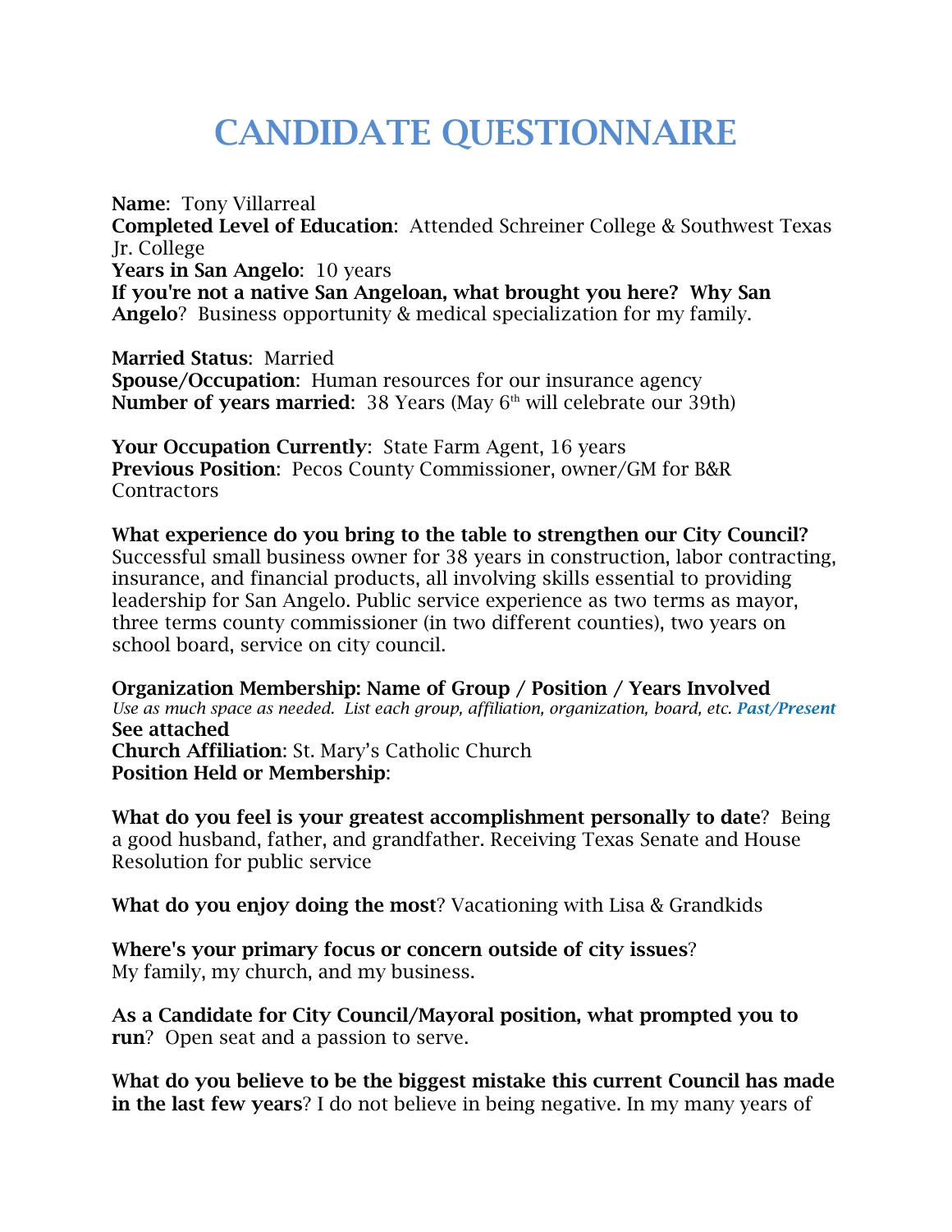# CANDIDATE QUESTIONNAIRE

**Name**: Tony Villarreal
**Completed Level of Education**: Attended Schreiner College & Southwest Texas Jr. College
**Years in San Angelo**: 10 years
**If you're not a native San Angeloan, what brought you here? Why San Angelo**? Business opportunity & medical specialization for my family.

**Married Status**: Married
**Spouse/Occupation**: Human resources for our insurance agency
**Number of years married**: 38 Years (May 6th will celebrate our 39th)

**Your Occupation Currently**: State Farm Agent, 16 years
**Previous Position**: Pecos County Commissioner, owner/GM for B&R Contractors

**What experience do you bring to the table to strengthen our City Council?**
Successful small business owner for 38 years in construction, labor contracting, insurance, and financial products, all involving skills essential to providing leadership for San Angelo. Public service experience as two terms as mayor, three terms county commissioner (in two different counties), two years on school board, service on city council.

**Organization Membership: Name of Group / Position / Years Involved**
*Use as much space as needed. List each group, affiliation, organization, board, etc.* ***Past/Present***
**See attached**
**Church Affiliation**: St. Mary's Catholic Church
**Position Held or Membership**:

**What do you feel is your greatest accomplishment personally to date**? Being a good husband, father, and grandfather. Receiving Texas Senate and House Resolution for public service

**What do you enjoy doing the most**? Vacationing with Lisa & Grandkids

**Where's your primary focus or concern outside of city issues**?
My family, my church, and my business.

**As a Candidate for City Council/Mayoral position, what prompted you to run**? Open seat and a passion to serve.

**What do you believe to be the biggest mistake this current Council has made in the last few years**? I do not believe in being negative. In my many years of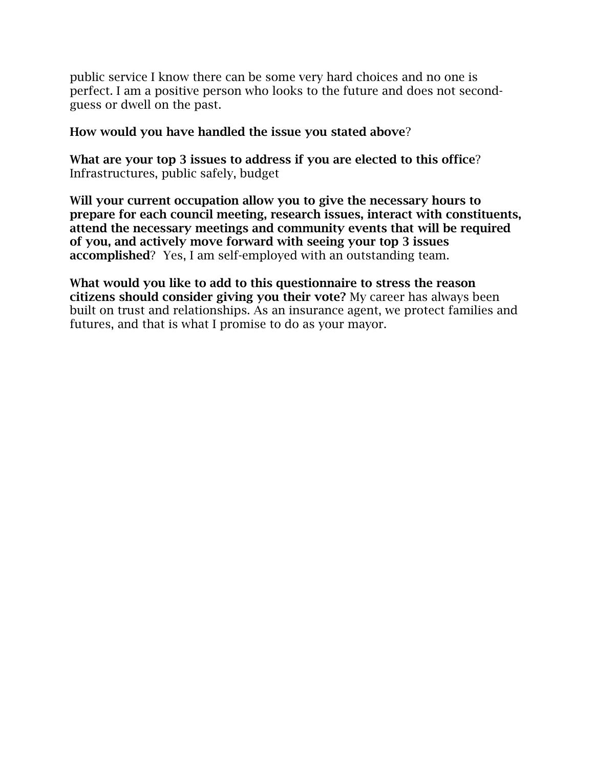public service I know there can be some very hard choices and no one is perfect. I am a positive person who looks to the future and does not second-guess or dwell on the past.

**How would you have handled the issue you stated above**?

**What are your top 3 issues to address if you are elected to this office**?
Infrastructures, public safely, budget

**Will your current occupation allow you to give the necessary hours to prepare for each council meeting, research issues, interact with constituents, attend the necessary meetings and community events that will be required of you, and actively move forward with seeing your top 3 issues accomplished**? Yes, I am self-employed with an outstanding team.

**What would you like to add to this questionnaire to stress the reason citizens should consider giving you their vote?** My career has always been built on trust and relationships. As an insurance agent, we protect families and futures, and that is what I promise to do as your mayor.